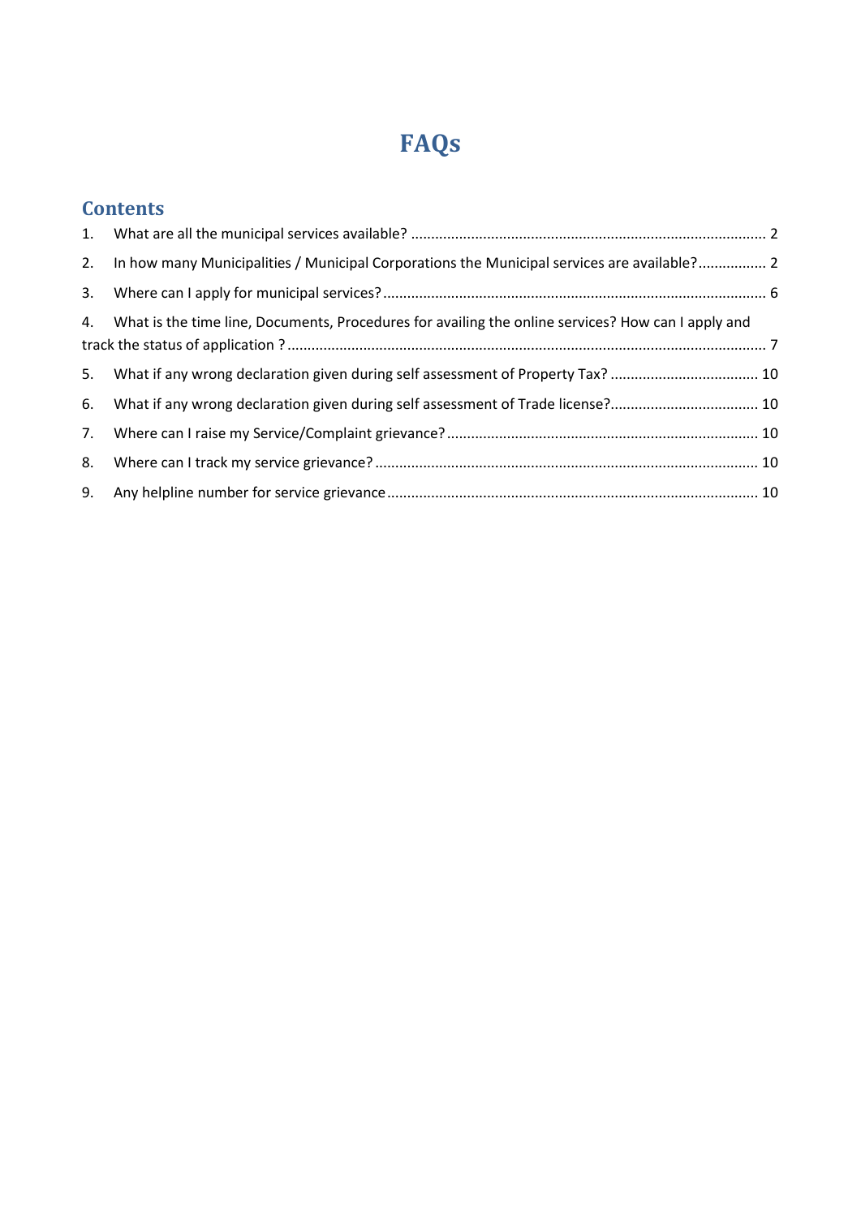# FAQs

## Contents

1. What are all the municipal services available? ........................................................................................ 2
2. In how many Municipalities / Municipal Corporations the Municipal services are available?................. 2
3. Where can I apply for municipal services? .............................................................................................. 6
4. What is the time line, Documents, Procedures for availing the online services? How can I apply and track the status of application ? ...................................................................................................................... 7
5. What if any wrong declaration given during self assessment of Property Tax? ..................................... 10
6. What if any wrong declaration given during self assessment of Trade license?.................................... 10
7. Where can I raise my Service/Complaint grievance? ............................................................................. 10
8. Where can I track my service grievance? ............................................................................................... 10
9. Any helpline number for service grievance ............................................................................................ 10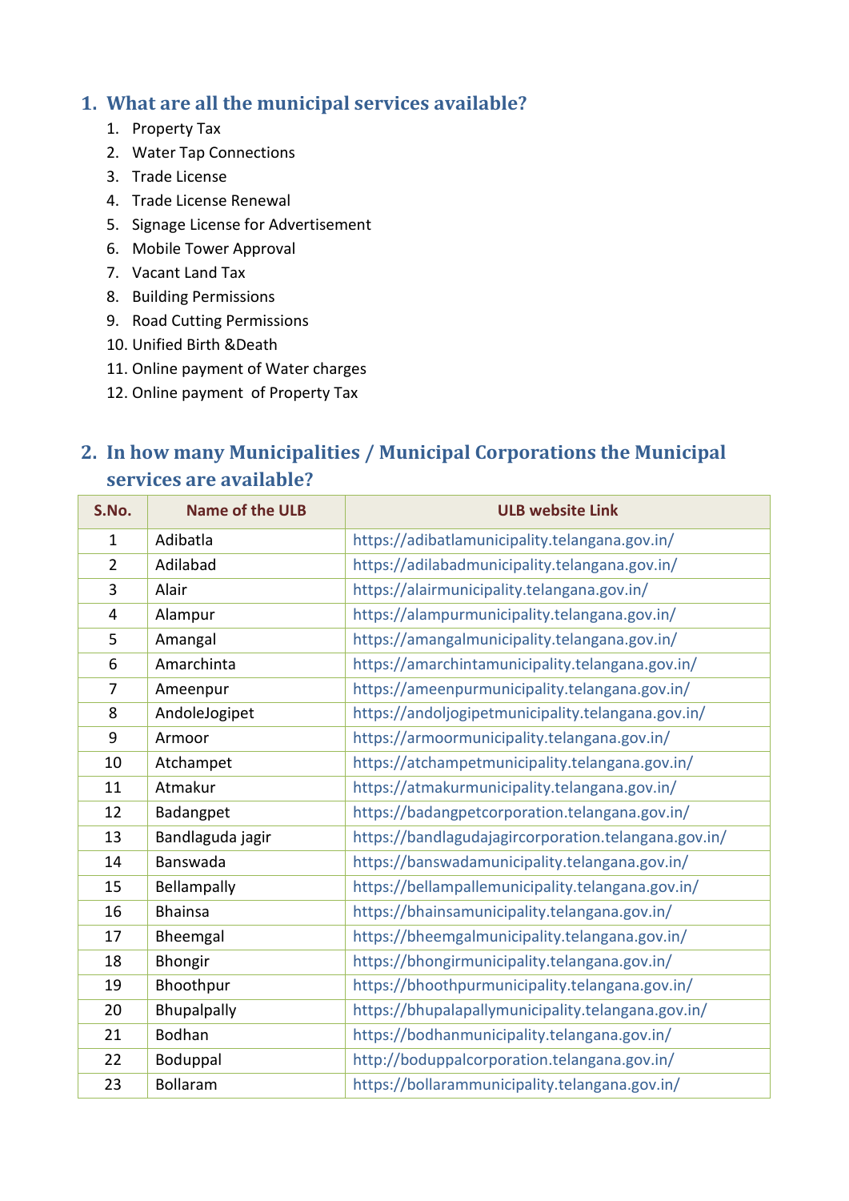## 1. What are all the municipal services available?

1. Property Tax
2. Water Tap Connections
3. Trade License
4. Trade License Renewal
5. Signage License for Advertisement
6. Mobile Tower Approval
7. Vacant Land Tax
8. Building Permissions
9. Road Cutting Permissions
10. Unified Birth &Death
11. Online payment of Water charges
12. Online payment of Property Tax

## 2. In how many Municipalities / Municipal Corporations the Municipal services are available?

| S.No. | Name of the ULB | ULB website Link |
|---|---|---|
| 1 | Adibatla | https://adibatlamunicipality.telangana.gov.in/ |
| 2 | Adilabad | https://adilabadmunicipality.telangana.gov.in/ |
| 3 | Alair | https://alairmunicipality.telangana.gov.in/ |
| 4 | Alampur | https://alampurmunicipality.telangana.gov.in/ |
| 5 | Amangal | https://amangalmunicipality.telangana.gov.in/ |
| 6 | Amarchinta | https://amarchintamunicipality.telangana.gov.in/ |
| 7 | Ameenpur | https://ameenpurmunicipality.telangana.gov.in/ |
| 8 | AndoleJogipet | https://andoljogipetmunicipality.telangana.gov.in/ |
| 9 | Armoor | https://armoormunicipality.telangana.gov.in/ |
| 10 | Atchampet | https://atchampetmunicipality.telangana.gov.in/ |
| 11 | Atmakur | https://atmakurmunicipality.telangana.gov.in/ |
| 12 | Badangpet | https://badangpetcorporation.telangana.gov.in/ |
| 13 | Bandlaguda jagir | https://bandlagudajagircorporation.telangana.gov.in/ |
| 14 | Banswada | https://banswadamunicipality.telangana.gov.in/ |
| 15 | Bellampally | https://bellampallemunicipality.telangana.gov.in/ |
| 16 | Bhainsa | https://bhainsamunicipality.telangana.gov.in/ |
| 17 | Bheemgal | https://bheemgalmunicipality.telangana.gov.in/ |
| 18 | Bhongir | https://bhongirmunicipality.telangana.gov.in/ |
| 19 | Bhoothpur | https://bhoothpurmunicipality.telangana.gov.in/ |
| 20 | Bhupalpally | https://bhupalapallymunicipality.telangana.gov.in/ |
| 21 | Bodhan | https://bodhanmunicipality.telangana.gov.in/ |
| 22 | Boduppal | http://boduppalcorporation.telangana.gov.in/ |
| 23 | Bollaram | https://bollarammunicipality.telangana.gov.in/ |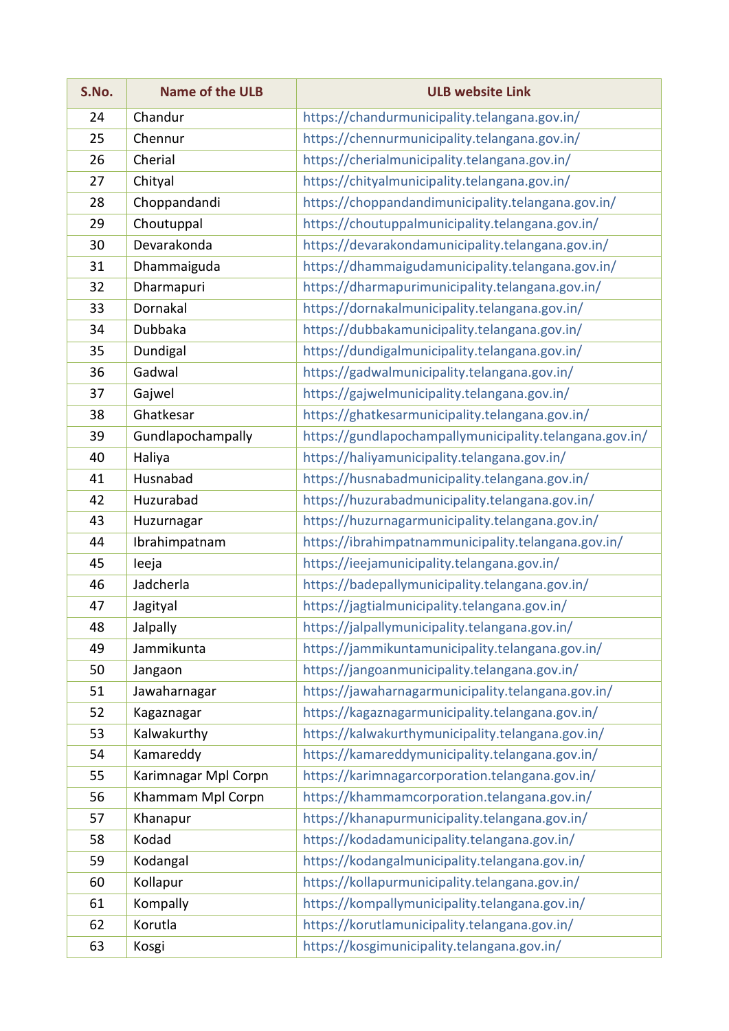| S.No. | Name of the ULB | ULB website Link |
|---|---|---|
| 24 | Chandur | https://chandurmunicipality.telangana.gov.in/ |
| 25 | Chennur | https://chennurmunicipality.telangana.gov.in/ |
| 26 | Cherial | https://cherialmunicipality.telangana.gov.in/ |
| 27 | Chityal | https://chityalmunicipality.telangana.gov.in/ |
| 28 | Choppandandi | https://choppandandimunicipality.telangana.gov.in/ |
| 29 | Choutuppal | https://choutuppalmunicipality.telangana.gov.in/ |
| 30 | Devarakonda | https://devarakondamunicipality.telangana.gov.in/ |
| 31 | Dhammaiguda | https://dhammaigudamunicipality.telangana.gov.in/ |
| 32 | Dharmapuri | https://dharmapurimunicipality.telangana.gov.in/ |
| 33 | Dornakal | https://dornakalmunicipality.telangana.gov.in/ |
| 34 | Dubbaka | https://dubbakamunicipality.telangana.gov.in/ |
| 35 | Dundigal | https://dundigalmunicipality.telangana.gov.in/ |
| 36 | Gadwal | https://gadwalmunicipality.telangana.gov.in/ |
| 37 | Gajwel | https://gajwelmunicipality.telangana.gov.in/ |
| 38 | Ghatkesar | https://ghatkesarmunicipality.telangana.gov.in/ |
| 39 | Gundlapochampally | https://gundlapochampallymunicipality.telangana.gov.in/ |
| 40 | Haliya | https://haliyamunicipality.telangana.gov.in/ |
| 41 | Husnabad | https://husnabadmunicipality.telangana.gov.in/ |
| 42 | Huzurabad | https://huzurabadmunicipality.telangana.gov.in/ |
| 43 | Huzurnagar | https://huzurnagarmunicipality.telangana.gov.in/ |
| 44 | Ibrahimpatnam | https://ibrahimpatnammunicipality.telangana.gov.in/ |
| 45 | Ieeja | https://ieejamunicipality.telangana.gov.in/ |
| 46 | Jadcherla | https://badepallymunicipality.telangana.gov.in/ |
| 47 | Jagityal | https://jagtialmunicipality.telangana.gov.in/ |
| 48 | Jalpally | https://jalpallymunicipality.telangana.gov.in/ |
| 49 | Jammikunta | https://jammikuntamunicipality.telangana.gov.in/ |
| 50 | Jangaon | https://jangoanmunicipality.telangana.gov.in/ |
| 51 | Jawaharnagar | https://jawaharnagarmunicipality.telangana.gov.in/ |
| 52 | Kagaznagar | https://kagaznagarmunicipality.telangana.gov.in/ |
| 53 | Kalwakurthy | https://kalwakurthymunicipality.telangana.gov.in/ |
| 54 | Kamareddy | https://kamareddymunicipality.telangana.gov.in/ |
| 55 | Karimnagar Mpl Corpn | https://karimnagarcorporation.telangana.gov.in/ |
| 56 | Khammam Mpl Corpn | https://khammamcorporation.telangana.gov.in/ |
| 57 | Khanapur | https://khanapurmunicipality.telangana.gov.in/ |
| 58 | Kodad | https://kodadamunicipality.telangana.gov.in/ |
| 59 | Kodangal | https://kodangalmunicipality.telangana.gov.in/ |
| 60 | Kollapur | https://kollapurmunicipality.telangana.gov.in/ |
| 61 | Kompally | https://kompallymunicipality.telangana.gov.in/ |
| 62 | Korutla | https://korutlamunicipality.telangana.gov.in/ |
| 63 | Kosgi | https://kosgimunicipality.telangana.gov.in/ |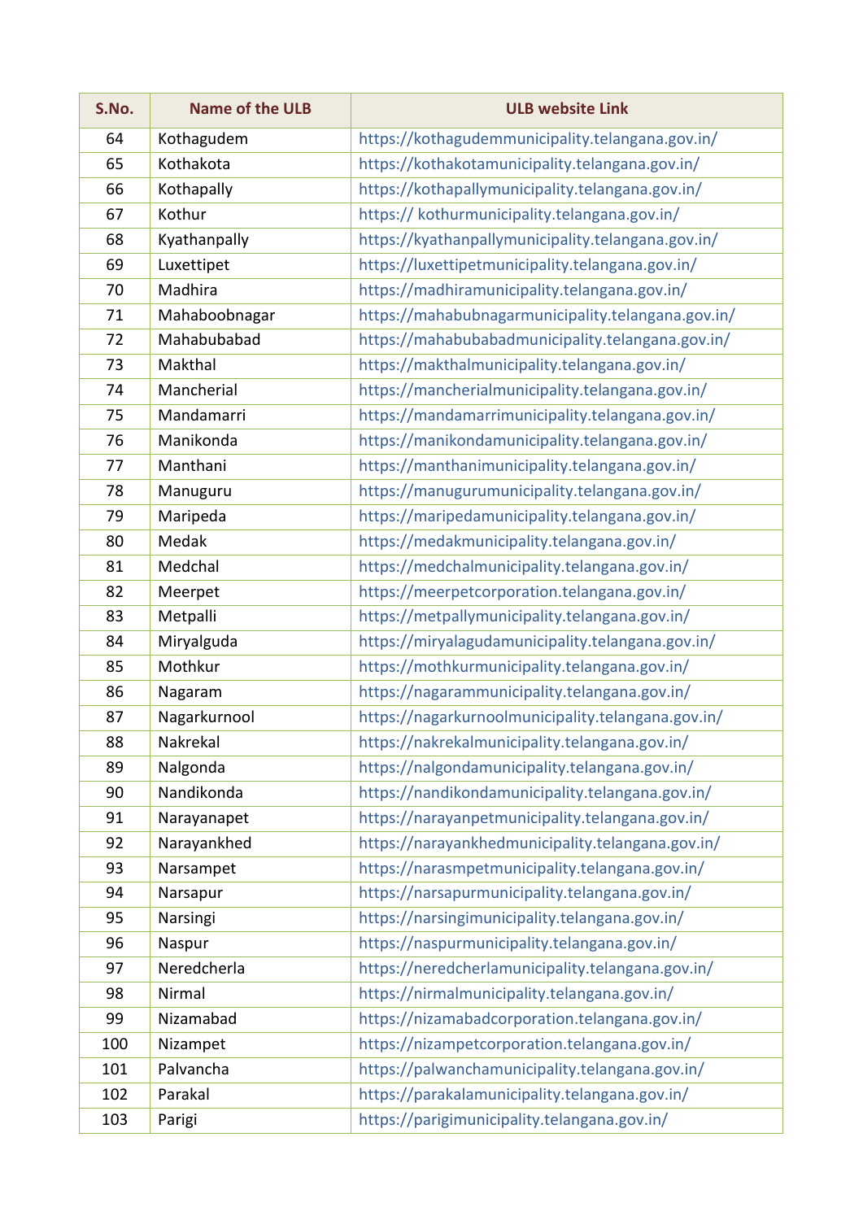| S.No. | Name of the ULB | ULB website Link |
|---|---|---|
| 64 | Kothagudem | https://kothagudemmunicipality.telangana.gov.in/ |
| 65 | Kothakota | https://kothakotamunicipality.telangana.gov.in/ |
| 66 | Kothapally | https://kothapallymunicipality.telangana.gov.in/ |
| 67 | Kothur | https:// kothurmunicipality.telangana.gov.in/ |
| 68 | Kyathanpally | https://kyathanpallymunicipality.telangana.gov.in/ |
| 69 | Luxettipet | https://luxettipetmunicipality.telangana.gov.in/ |
| 70 | Madhira | https://madhiramunicipality.telangana.gov.in/ |
| 71 | Mahaboobnagar | https://mahabubnagarmunicipality.telangana.gov.in/ |
| 72 | Mahabubabad | https://mahabubabadmunicipality.telangana.gov.in/ |
| 73 | Makthal | https://makthalmunicipality.telangana.gov.in/ |
| 74 | Mancherial | https://mancherialmunicipality.telangana.gov.in/ |
| 75 | Mandamarri | https://mandamarrimunicipality.telangana.gov.in/ |
| 76 | Manikonda | https://manikondamunicipality.telangana.gov.in/ |
| 77 | Manthani | https://manthanimunicipality.telangana.gov.in/ |
| 78 | Manuguru | https://manugurumunicipality.telangana.gov.in/ |
| 79 | Maripeda | https://maripedamunicipality.telangana.gov.in/ |
| 80 | Medak | https://medakmunicipality.telangana.gov.in/ |
| 81 | Medchal | https://medchalmunicipality.telangana.gov.in/ |
| 82 | Meerpet | https://meerpetcorporation.telangana.gov.in/ |
| 83 | Metpalli | https://metpallymunicipality.telangana.gov.in/ |
| 84 | Miryalguda | https://miryalagudamunicipality.telangana.gov.in/ |
| 85 | Mothkur | https://mothkurmunicipality.telangana.gov.in/ |
| 86 | Nagaram | https://nagarammunicipality.telangana.gov.in/ |
| 87 | Nagarkurnool | https://nagarkurnoolmunicipality.telangana.gov.in/ |
| 88 | Nakrekal | https://nakrekalmunicipality.telangana.gov.in/ |
| 89 | Nalgonda | https://nalgondamunicipality.telangana.gov.in/ |
| 90 | Nandikonda | https://nandikondamunicipality.telangana.gov.in/ |
| 91 | Narayanapet | https://narayanpetmunicipality.telangana.gov.in/ |
| 92 | Narayankhed | https://narayankhedmunicipality.telangana.gov.in/ |
| 93 | Narsampet | https://narasmpetmunicipality.telangana.gov.in/ |
| 94 | Narsapur | https://narsapurmunicipality.telangana.gov.in/ |
| 95 | Narsingi | https://narsingimunicipality.telangana.gov.in/ |
| 96 | Naspur | https://naspurmunicipality.telangana.gov.in/ |
| 97 | Neredcherla | https://neredcherlamunicipality.telangana.gov.in/ |
| 98 | Nirmal | https://nirmalmunicipality.telangana.gov.in/ |
| 99 | Nizamabad | https://nizamabadcorporation.telangana.gov.in/ |
| 100 | Nizampet | https://nizampetcorporation.telangana.gov.in/ |
| 101 | Palvancha | https://palwanchamunicipality.telangana.gov.in/ |
| 102 | Parakal | https://parakalamunicipality.telangana.gov.in/ |
| 103 | Parigi | https://parigimunicipality.telangana.gov.in/ |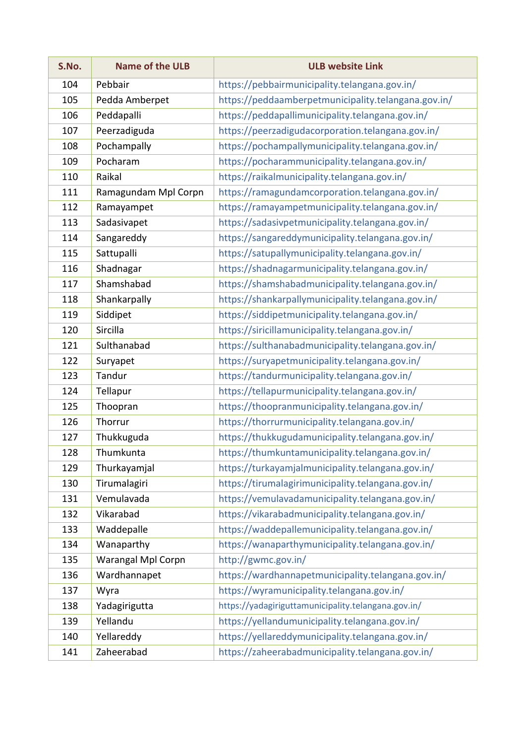| S.No. | Name of the ULB | ULB website Link |
|---|---|---|
| 104 | Pebbair | https://pebbairmunicipality.telangana.gov.in/ |
| 105 | Pedda Amberpet | https://peddaamberpetmunicipality.telangana.gov.in/ |
| 106 | Peddapalli | https://peddapallimunicipality.telangana.gov.in/ |
| 107 | Peerzadiguda | https://peerzadigudacorporation.telangana.gov.in/ |
| 108 | Pochampally | https://pochampallymunicipality.telangana.gov.in/ |
| 109 | Pocharam | https://pocharammunicipality.telangana.gov.in/ |
| 110 | Raikal | https://raikalmunicipality.telangana.gov.in/ |
| 111 | Ramagundam Mpl Corpn | https://ramagundamcorporation.telangana.gov.in/ |
| 112 | Ramayampet | https://ramayampetmunicipality.telangana.gov.in/ |
| 113 | Sadasivapet | https://sadasivpetmunicipality.telangana.gov.in/ |
| 114 | Sangareddy | https://sangareddymunicipality.telangana.gov.in/ |
| 115 | Sattupalli | https://satupallymunicipality.telangana.gov.in/ |
| 116 | Shadnagar | https://shadnagarmunicipality.telangana.gov.in/ |
| 117 | Shamshabad | https://shamshabadmunicipality.telangana.gov.in/ |
| 118 | Shankarpally | https://shankarpallymunicipality.telangana.gov.in/ |
| 119 | Siddipet | https://siddipetmunicipality.telangana.gov.in/ |
| 120 | Sircilla | https://siricillamunicipality.telangana.gov.in/ |
| 121 | Sulthanabad | https://sulthanabadmunicipality.telangana.gov.in/ |
| 122 | Suryapet | https://suryapetmunicipality.telangana.gov.in/ |
| 123 | Tandur | https://tandurmunicipality.telangana.gov.in/ |
| 124 | Tellapur | https://tellapurmunicipality.telangana.gov.in/ |
| 125 | Thoopran | https://thoopranmunicipality.telangana.gov.in/ |
| 126 | Thorrur | https://thorrurmunicipality.telangana.gov.in/ |
| 127 | Thukkuguda | https://thukkugudamunicipality.telangana.gov.in/ |
| 128 | Thumkunta | https://thumkuntamunicipality.telangana.gov.in/ |
| 129 | Thurkayamjal | https://turkayamjalmunicipality.telangana.gov.in/ |
| 130 | Tirumalagiri | https://tirumalagirimunicipality.telangana.gov.in/ |
| 131 | Vemulavada | https://vemulavadamunicipality.telangana.gov.in/ |
| 132 | Vikarabad | https://vikarabadmunicipality.telangana.gov.in/ |
| 133 | Waddepalle | https://waddepallemunicipality.telangana.gov.in/ |
| 134 | Wanaparthy | https://wanaparthymunicipality.telangana.gov.in/ |
| 135 | Warangal Mpl Corpn | http://gwmc.gov.in/ |
| 136 | Wardhannapet | https://wardhannapetmunicipality.telangana.gov.in/ |
| 137 | Wyra | https://wyramunicipality.telangana.gov.in/ |
| 138 | Yadagirigutta | https://yadagiriguttamunicipality.telangana.gov.in/ |
| 139 | Yellandu | https://yellandumunicipality.telangana.gov.in/ |
| 140 | Yellareddy | https://yellareddymunicipality.telangana.gov.in/ |
| 141 | Zaheerabad | https://zaheerabadmunicipality.telangana.gov.in/ |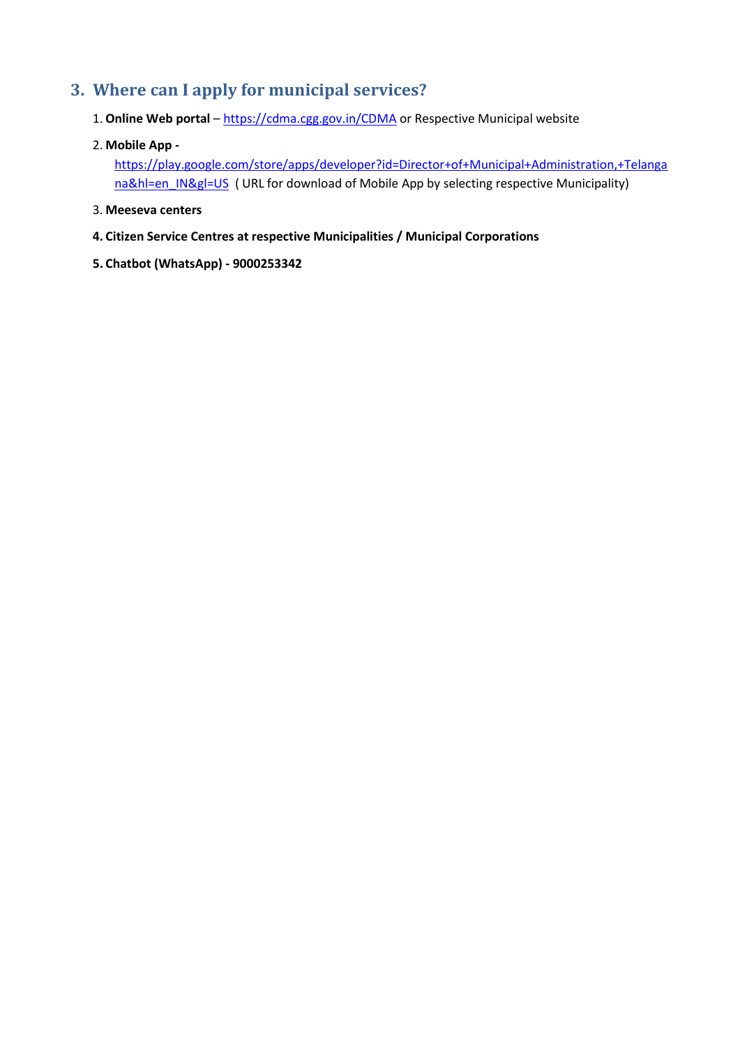## 3. Where can I apply for municipal services?

1. **Online Web portal** – https://cdma.cgg.gov.in/CDMA or Respective Municipal website
2. **Mobile App -** https://play.google.com/store/apps/developer?id=Director+of+Municipal+Administration,+Telangana&hl=en_IN&gl=US ( URL for download of Mobile App by selecting respective Municipality)
3. **Meeseva centers**
4. **Citizen Service Centres at respective Municipalities / Municipal Corporations**
5. **Chatbot (WhatsApp) - 9000253342**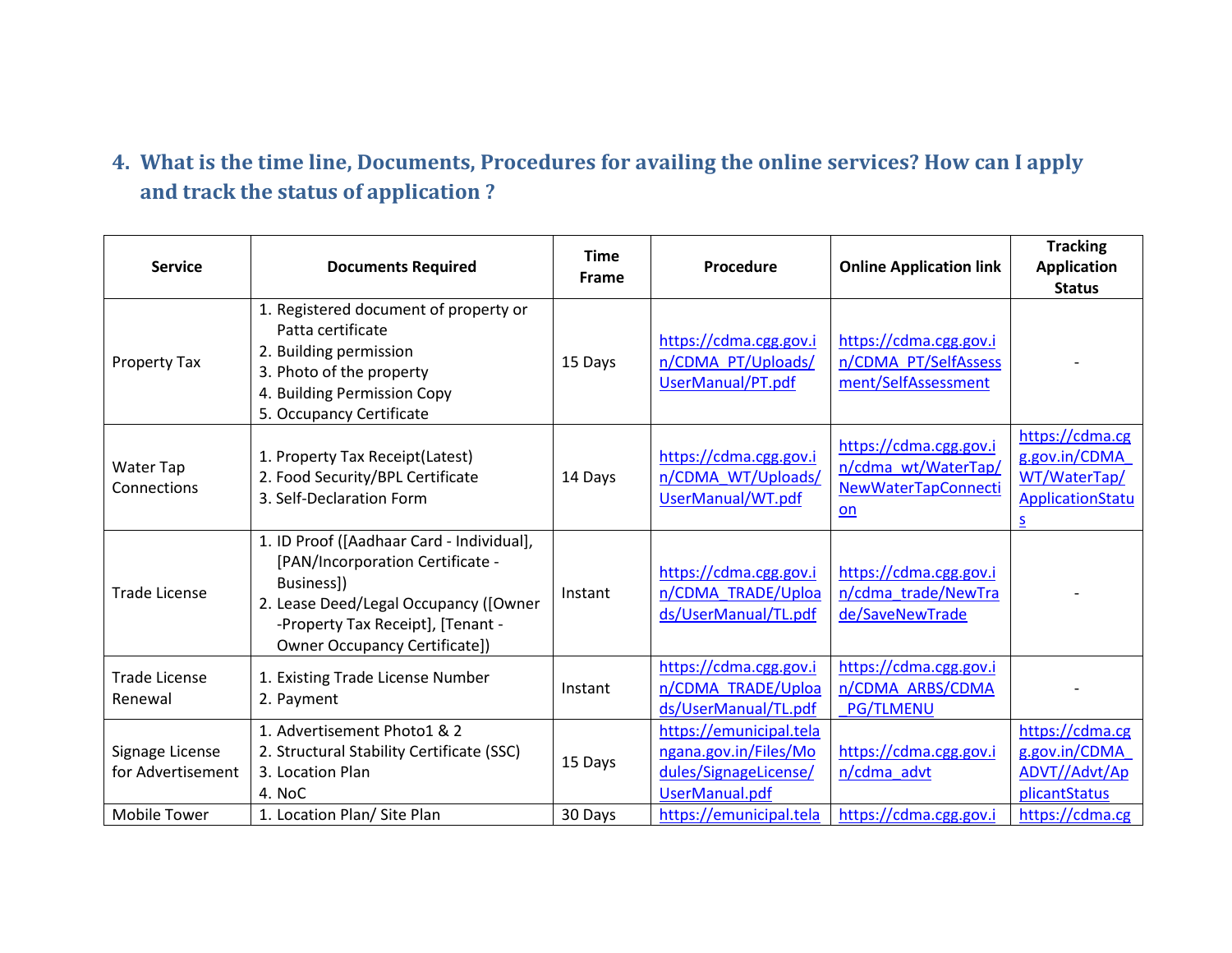## 4. What is the time line, Documents, Procedures for availing the online services? How can I apply and track the status of application ?

| Service | Documents Required | Time Frame | Procedure | Online Application link | Tracking Application Status |
|---|---|---|---|---|---|
| Property Tax | 1. Registered document of property or Patta certificate<br>2. Building permission<br>3. Photo of the property<br>4. Building Permission Copy<br>5. Occupancy Certificate | 15 Days | https://cdma.cgg.gov.in/CDMA_PT/Uploads/UserManual/PT.pdf | https://cdma.cgg.gov.in/CDMA_PT/SelfAssessment/SelfAssessment | - |
| Water Tap Connections | 1. Property Tax Receipt(Latest)<br>2. Food Security/BPL Certificate<br>3. Self-Declaration Form | 14 Days | https://cdma.cgg.gov.in/CDMA_WT/Uploads/UserManual/WT.pdf | https://cdma.cgg.gov.in/cdma_wt/WaterTap/NewWaterTapConnection | https://cdma.cgg.gov.in/CDMA_WT/WaterTap/ApplicationStatus |
| Trade License | 1. ID Proof ([Aadhaar Card - Individual], [PAN/Incorporation Certificate - Business])<br>2. Lease Deed/Legal Occupancy ([Owner -Property Tax Receipt], [Tenant - Owner Occupancy Certificate]) | Instant | https://cdma.cgg.gov.in/CDMA_TRADE/Uploads/UserManual/TL.pdf | https://cdma.cgg.gov.in/cdma_trade/NewTrade/SaveNewTrade | - |
| Trade License Renewal | 1. Existing Trade License Number<br>2. Payment | Instant | https://cdma.cgg.gov.in/CDMA_TRADE/Uploads/UserManual/TL.pdf | https://cdma.cgg.gov.in/CDMA_ARBS/CDMA_PG/TLMENU | - |
| Signage License for Advertisement | 1. Advertisement Photo1 & 2<br>2. Structural Stability Certificate (SSC)<br>3. Location Plan<br>4. NoC | 15 Days | https://emunicipal.telangana.gov.in/Files/Modules/SignageLicense/UserManual.pdf | https://cdma.cgg.gov.in/cdma_advt | https://cdma.cgg.gov.in/CDMA_ADVT//Advt/ApplicantStatus |
| Mobile Tower | 1. Location Plan/ Site Plan | 30 Days | https://emunicipal.tela | https://cdma.cgg.gov.i | https://cdma.cg |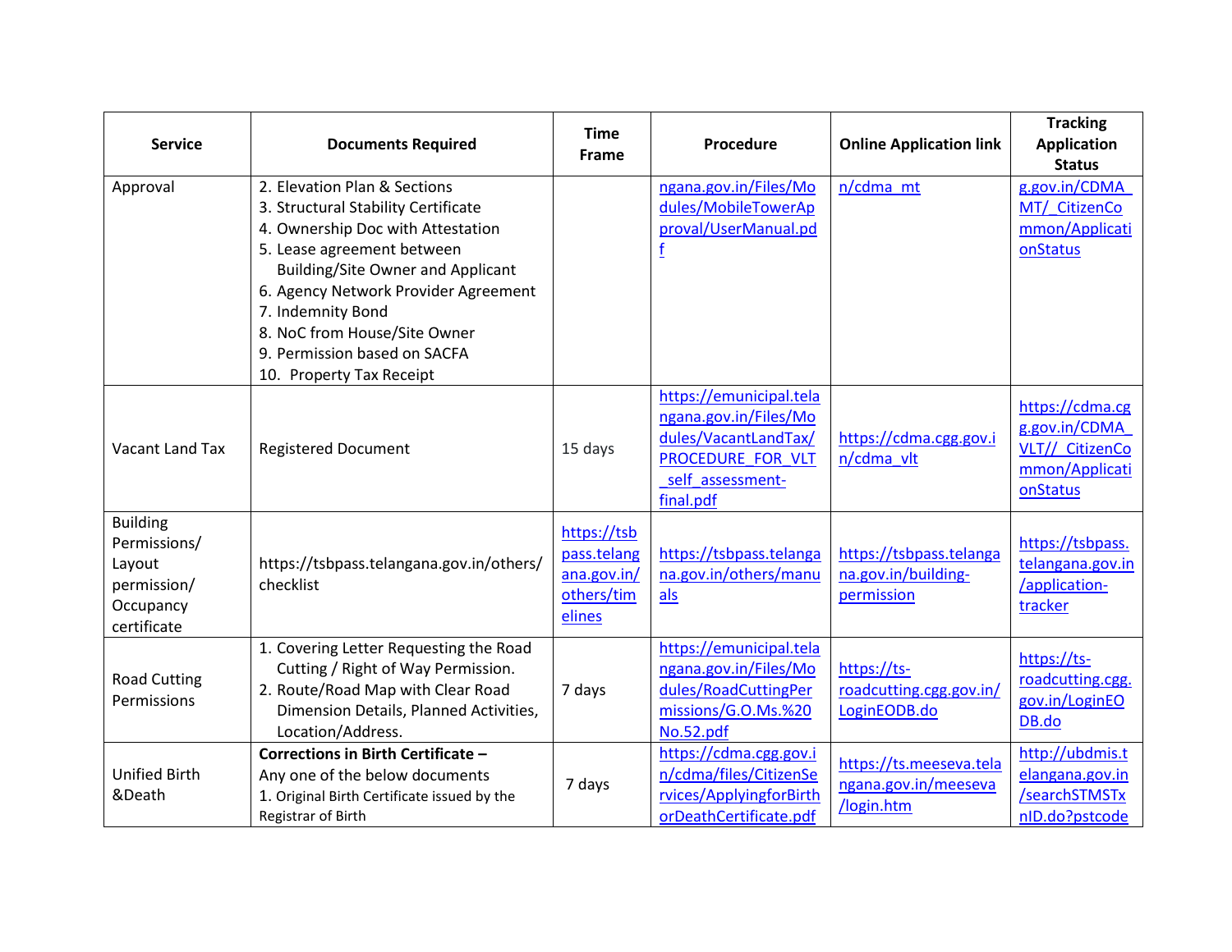| Service | Documents Required | Time Frame | Procedure | Online Application link | Tracking Application Status |
|---|---|---|---|---|---|
| Approval | 2. Elevation Plan & Sections<br>3. Structural Stability Certificate<br>4. Ownership Doc with Attestation<br>5. Lease agreement between Building/Site Owner and Applicant<br>6. Agency Network Provider Agreement<br>7. Indemnity Bond<br>8. NoC from House/Site Owner<br>9. Permission based on SACFA<br>10. Property Tax Receipt | | ngana.gov.in/Files/Modules/MobileTowerApproval/UserManual.pdf | n/cdma_mt | g.gov.in/CDMA_MT/_CitizenCommon/ApplicationStatus |
| Vacant Land Tax | Registered Document | 15 days | https://emunicipal.telangana.gov.in/Files/Modules/VacantLandTax/PROCEDURE_FOR_VLT_self_assessment-final.pdf | https://cdma.cgg.gov.in/cdma_vlt | https://cdma.cgg.gov.in/CDMA_VLT//_CitizenCommon/ApplicationStatus |
| Building Permissions/ Layout permission/ Occupancy certificate | https://tsbpass.telangana.gov.in/others/checklist | https://tsbpass.telangana.gov.in/others/timelines | https://tsbpass.telangana.gov.in/others/manuals | https://tsbpass.telangana.gov.in/building-permission | https://tsbpass.telangana.gov.in/application-tracker |
| Road Cutting Permissions | 1. Covering Letter Requesting the Road Cutting / Right of Way Permission.<br>2. Route/Road Map with Clear Road Dimension Details, Planned Activities, Location/Address. | 7 days | https://emunicipal.telangana.gov.in/Files/Modules/RoadCuttingPermissions/G.O.Ms.%20No.52.pdf | https://ts-roadcutting.cgg.gov.in/LoginEODB.do | https://ts-roadcutting.cgg.gov.in/LoginEODB.do |
| Unified Birth &Death | **Corrections in Birth Certificate –**<br>Any one of the below documents<br>1. Original Birth Certificate issued by the Registrar of Birth | 7 days | https://cdma.cgg.gov.in/cdma/files/CitizenServices/ApplyingforBirthorDeathCertificate.pdf | https://ts.meeseva.telangana.gov.in/meeseva/login.htm | http://ubdmis.telangana.gov.in/searchSTMSTxnID.do?pstcode |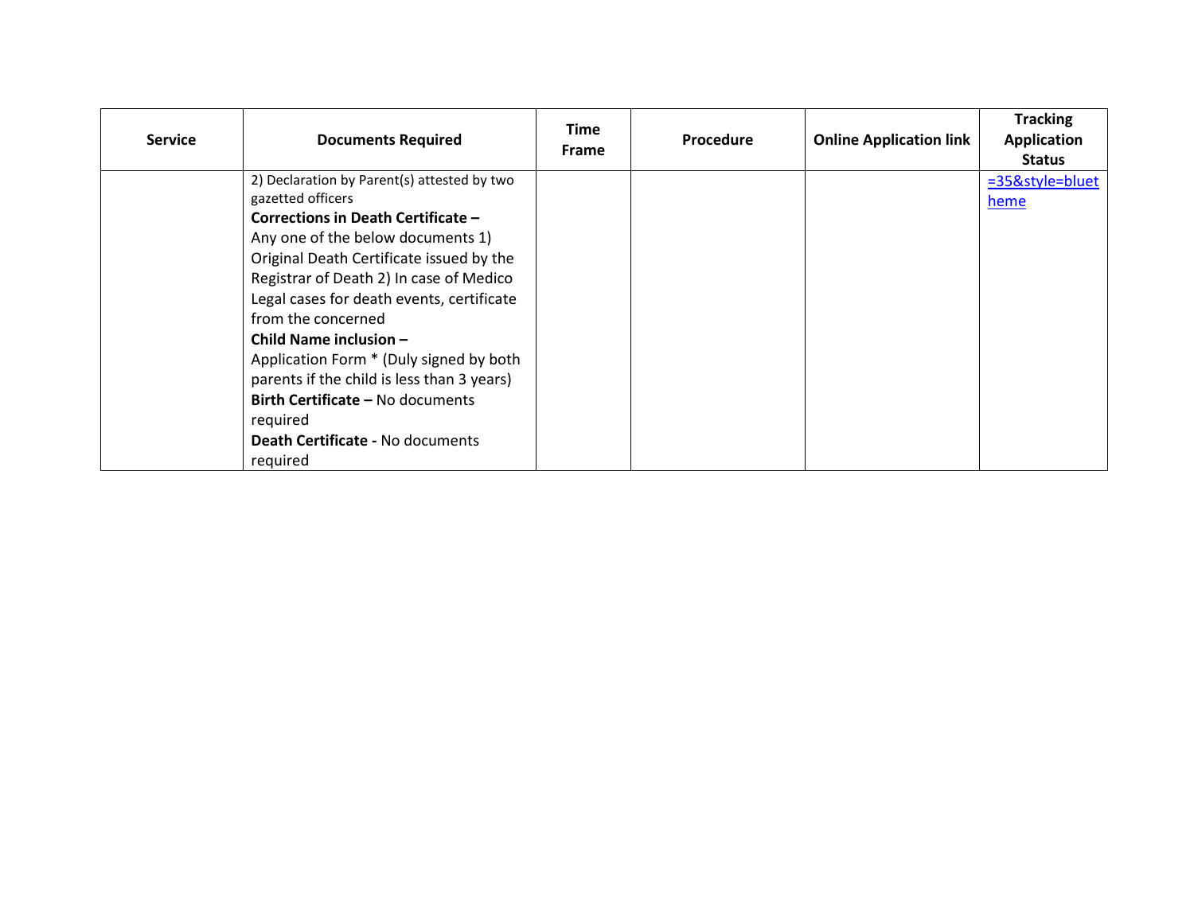| Service | Documents Required | Time Frame | Procedure | Online Application link | Tracking Application Status |
|---|---|---|---|---|---|
| | 2) Declaration by Parent(s) attested by two gazetted officers<br>**Corrections in Death Certificate –**<br>Any one of the below documents 1) Original Death Certificate issued by the Registrar of Death 2) In case of Medico Legal cases for death events, certificate from the concerned<br>**Child Name inclusion –**<br>Application Form * (Duly signed by both parents if the child is less than 3 years)<br>**Birth Certificate –** No documents required<br>**Death Certificate -** No documents required | | | | =35&style=bluetheme |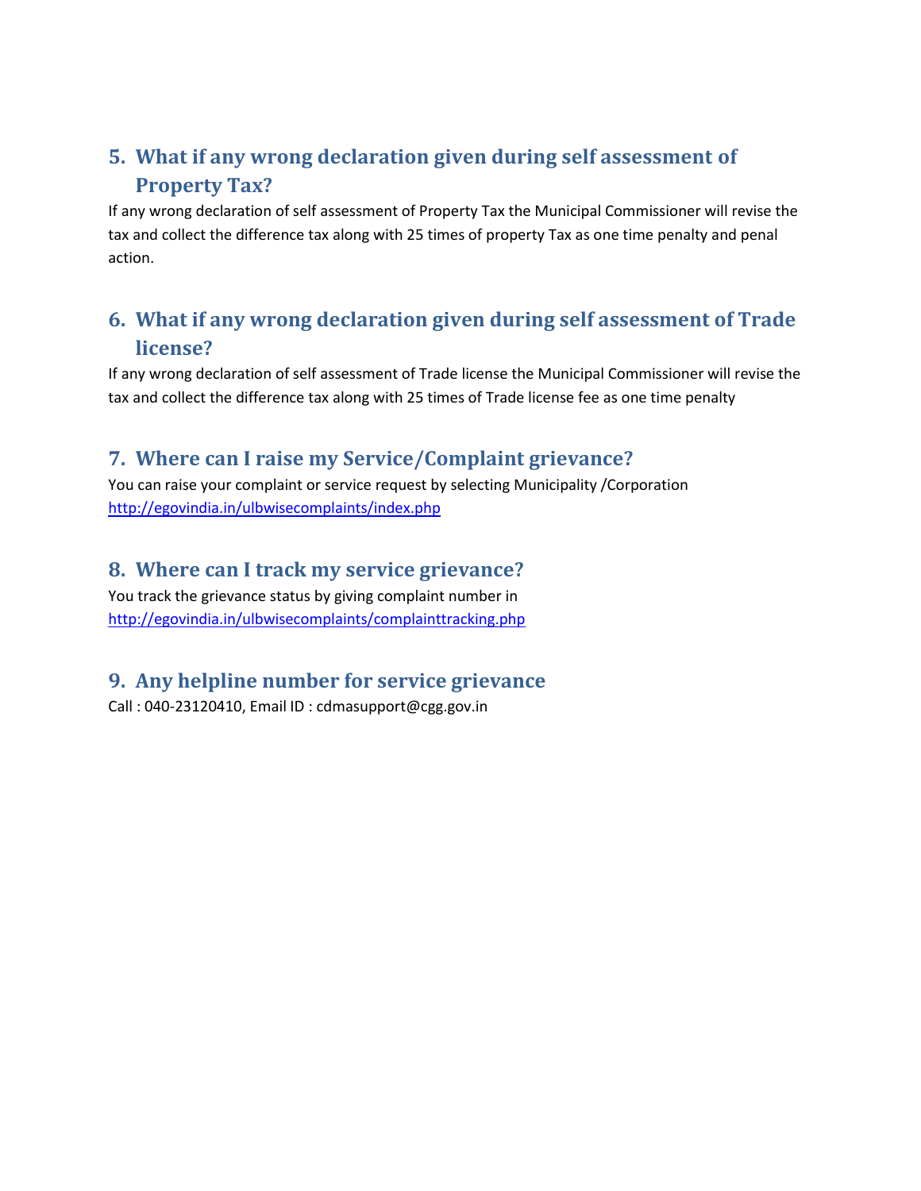## 5. What if any wrong declaration given during self assessment of Property Tax?

If any wrong declaration of self assessment of Property Tax the Municipal Commissioner will revise the tax and collect the difference tax along with 25 times of property Tax as one time penalty and penal action.

## 6. What if any wrong declaration given during self assessment of Trade license?

If any wrong declaration of self assessment of Trade license the Municipal Commissioner will revise the tax and collect the difference tax along with 25 times of Trade license fee as one time penalty

## 7. Where can I raise my Service/Complaint grievance?

You can raise your complaint or service request by selecting Municipality /Corporation
[http://egovindia.in/ulbwisecomplaints/index.php](http://egovindia.in/ulbwisecomplaints/index.php)

## 8. Where can I track my service grievance?

You track the grievance status by giving complaint number in
[http://egovindia.in/ulbwisecomplaints/complainttracking.php](http://egovindia.in/ulbwisecomplaints/complainttracking.php)

## 9. Any helpline number for service grievance

Call : 040-23120410, Email ID : cdmasupport@cgg.gov.in